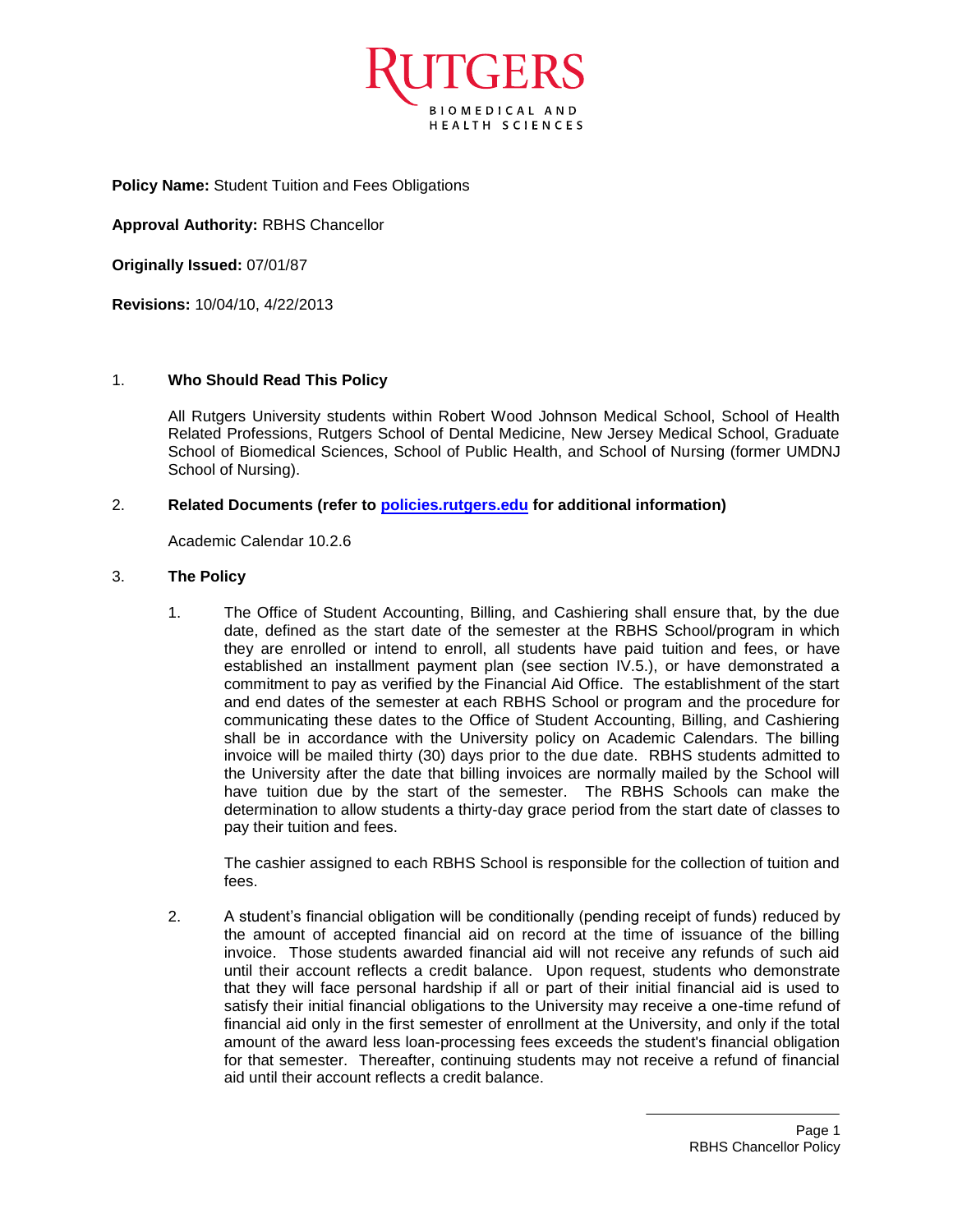RUTGERS BIOMEDICAL AND HEALTH SCIENCES

**Policy Name:** Student Tuition and Fees Obligations

**Approval Authority:** RBHS Chancellor

**Originally Issued:** 07/01/87

**Revisions:** 10/04/10, 4/22/2013

## 1. Who Should Read This Policy

All Rutgers University students within Robert Wood Johnson Medical School, School of Health Related Professions, Rutgers School of Dental Medicine, New Jersey Medical School, Graduate School of Biomedical Sciences, School of Public Health, and School of Nursing (former UMDNJ School of Nursing).

## 2. Related Documents (refer to [policies.rutgers.edu](policies.rutgers.edu) for additional information)

Academic Calendar 10.2.6

## 3. The Policy

1. The Office of Student Accounting, Billing, and Cashiering shall ensure that, by the due date, defined as the start date of the semester at the RBHS School/program in which they are enrolled or intend to enroll, all students have paid tuition and fees, or have established an installment payment plan (see section IV.5.), or have demonstrated a commitment to pay as verified by the Financial Aid Office. The establishment of the start and end dates of the semester at each RBHS School or program and the procedure for communicating these dates to the Office of Student Accounting, Billing, and Cashiering shall be in accordance with the University policy on Academic Calendars. The billing invoice will be mailed thirty (30) days prior to the due date. RBHS students admitted to the University after the date that billing invoices are normally mailed by the School will have tuition due by the start of the semester. The RBHS Schools can make the determination to allow students a thirty-day grace period from the start date of classes to pay their tuition and fees.

   The cashier assigned to each RBHS School is responsible for the collection of tuition and fees.

2. A student's financial obligation will be conditionally (pending receipt of funds) reduced by the amount of accepted financial aid on record at the time of issuance of the billing invoice. Those students awarded financial aid will not receive any refunds of such aid until their account reflects a credit balance. Upon request, students who demonstrate that they will face personal hardship if all or part of their initial financial aid is used to satisfy their initial financial obligations to the University may receive a one-time refund of financial aid only in the first semester of enrollment at the University, and only if the total amount of the award less loan-processing fees exceeds the student's financial obligation for that semester. Thereafter, continuing students may not receive a refund of financial aid until their account reflects a credit balance.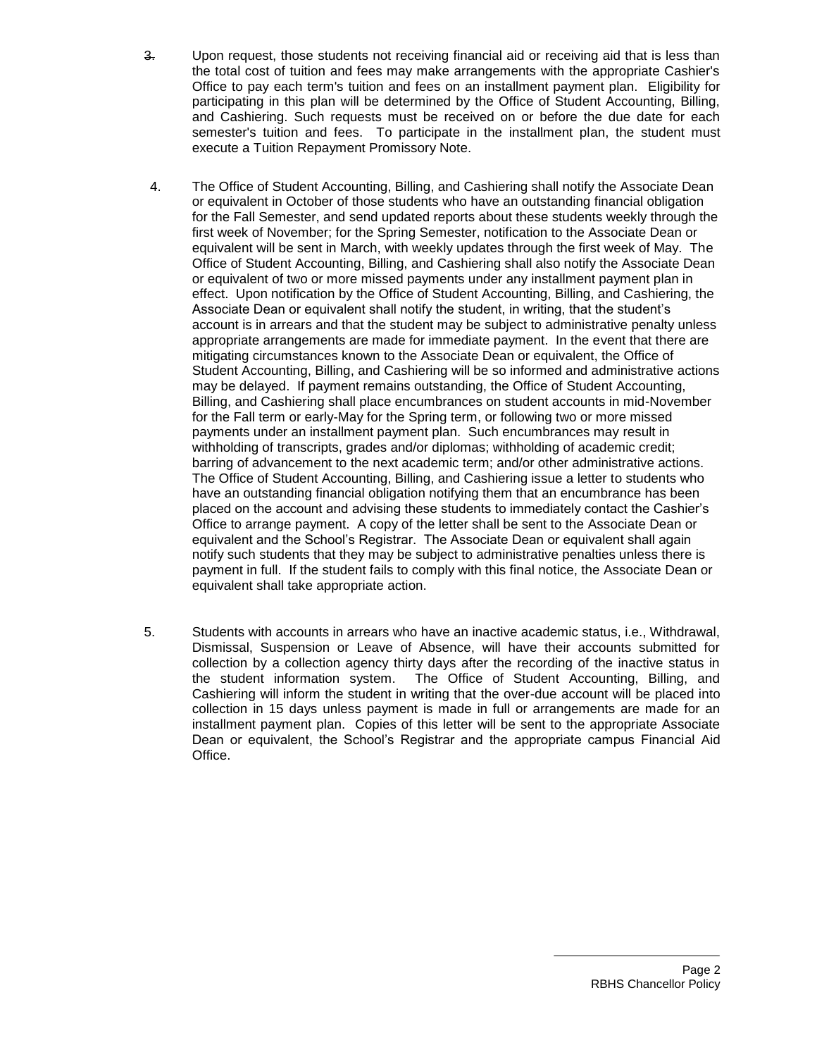3. Upon request, those students not receiving financial aid or receiving aid that is less than the total cost of tuition and fees may make arrangements with the appropriate Cashier's Office to pay each term's tuition and fees on an installment payment plan. Eligibility for participating in this plan will be determined by the Office of Student Accounting, Billing, and Cashiering. Such requests must be received on or before the due date for each semester's tuition and fees. To participate in the installment plan, the student must execute a Tuition Repayment Promissory Note.

4. The Office of Student Accounting, Billing, and Cashiering shall notify the Associate Dean or equivalent in October of those students who have an outstanding financial obligation for the Fall Semester, and send updated reports about these students weekly through the first week of November; for the Spring Semester, notification to the Associate Dean or equivalent will be sent in March, with weekly updates through the first week of May. The Office of Student Accounting, Billing, and Cashiering shall also notify the Associate Dean or equivalent of two or more missed payments under any installment payment plan in effect. Upon notification by the Office of Student Accounting, Billing, and Cashiering, the Associate Dean or equivalent shall notify the student, in writing, that the student's account is in arrears and that the student may be subject to administrative penalty unless appropriate arrangements are made for immediate payment. In the event that there are mitigating circumstances known to the Associate Dean or equivalent, the Office of Student Accounting, Billing, and Cashiering will be so informed and administrative actions may be delayed. If payment remains outstanding, the Office of Student Accounting, Billing, and Cashiering shall place encumbrances on student accounts in mid-November for the Fall term or early-May for the Spring term, or following two or more missed payments under an installment payment plan. Such encumbrances may result in withholding of transcripts, grades and/or diplomas; withholding of academic credit; barring of advancement to the next academic term; and/or other administrative actions. The Office of Student Accounting, Billing, and Cashiering issue a letter to students who have an outstanding financial obligation notifying them that an encumbrance has been placed on the account and advising these students to immediately contact the Cashier's Office to arrange payment. A copy of the letter shall be sent to the Associate Dean or equivalent and the School's Registrar. The Associate Dean or equivalent shall again notify such students that they may be subject to administrative penalties unless there is payment in full. If the student fails to comply with this final notice, the Associate Dean or equivalent shall take appropriate action.

5. Students with accounts in arrears who have an inactive academic status, i.e., Withdrawal, Dismissal, Suspension or Leave of Absence, will have their accounts submitted for collection by a collection agency thirty days after the recording of the inactive status in the student information system. The Office of Student Accounting, Billing, and Cashiering will inform the student in writing that the over-due account will be placed into collection in 15 days unless payment is made in full or arrangements are made for an installment payment plan. Copies of this letter will be sent to the appropriate Associate Dean or equivalent, the School's Registrar and the appropriate campus Financial Aid Office.